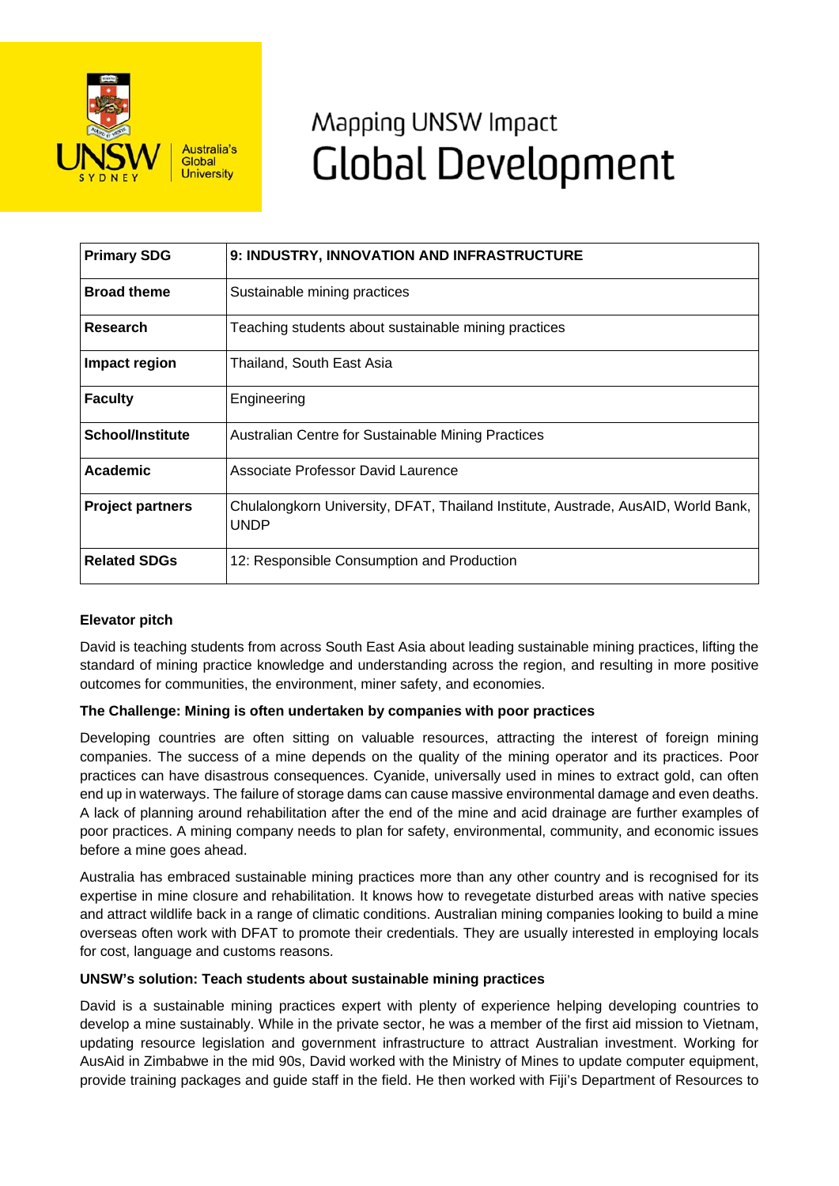# Mapping UNSW Impact
# Global Development

| Primary SDG | 9: INDUSTRY, INNOVATION AND INFRASTRUCTURE |
|---|---|
| Broad theme | Sustainable mining practices |
| Research | Teaching students about sustainable mining practices |
| Impact region | Thailand, South East Asia |
| Faculty | Engineering |
| School/Institute | Australian Centre for Sustainable Mining Practices |
| Academic | Associate Professor David Laurence |
| Project partners | Chulalongkorn University, DFAT, Thailand Institute, Austrade, AusAID, World Bank, UNDP |
| Related SDGs | 12: Responsible Consumption and Production |

### Elevator pitch

David is teaching students from across South East Asia about leading sustainable mining practices, lifting the standard of mining practice knowledge and understanding across the region, and resulting in more positive outcomes for communities, the environment, miner safety, and economies.

### The Challenge: Mining is often undertaken by companies with poor practices

Developing countries are often sitting on valuable resources, attracting the interest of foreign mining companies. The success of a mine depends on the quality of the mining operator and its practices. Poor practices can have disastrous consequences. Cyanide, universally used in mines to extract gold, can often end up in waterways. The failure of storage dams can cause massive environmental damage and even deaths. A lack of planning around rehabilitation after the end of the mine and acid drainage are further examples of poor practices. A mining company needs to plan for safety, environmental, community, and economic issues before a mine goes ahead.

Australia has embraced sustainable mining practices more than any other country and is recognised for its expertise in mine closure and rehabilitation. It knows how to revegetate disturbed areas with native species and attract wildlife back in a range of climatic conditions. Australian mining companies looking to build a mine overseas often work with DFAT to promote their credentials. They are usually interested in employing locals for cost, language and customs reasons.

### UNSW's solution: Teach students about sustainable mining practices

David is a sustainable mining practices expert with plenty of experience helping developing countries to develop a mine sustainably. While in the private sector, he was a member of the first aid mission to Vietnam, updating resource legislation and government infrastructure to attract Australian investment. Working for AusAid in Zimbabwe in the mid 90s, David worked with the Ministry of Mines to update computer equipment, provide training packages and guide staff in the field. He then worked with Fiji's Department of Resources to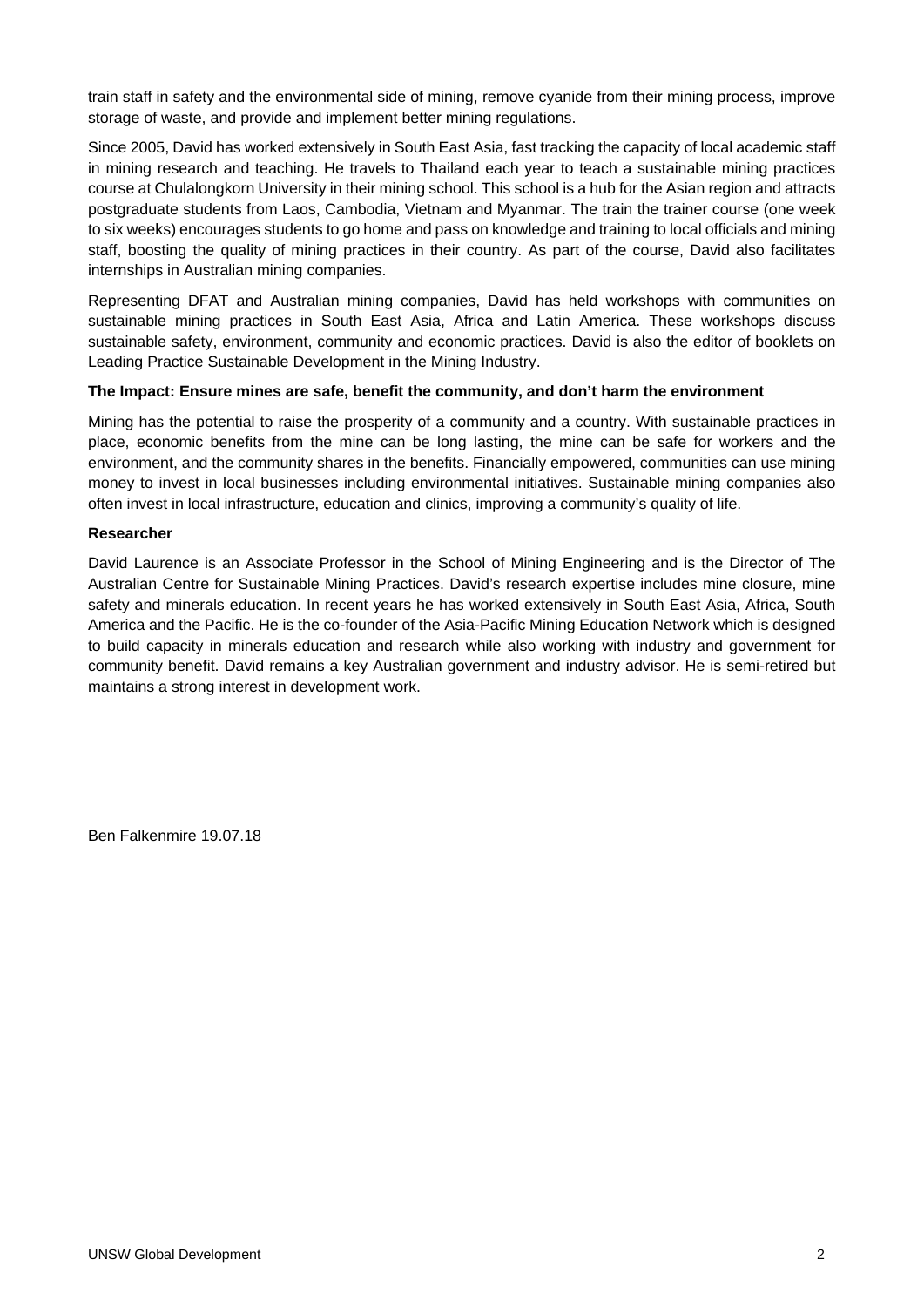train staff in safety and the environmental side of mining, remove cyanide from their mining process, improve storage of waste, and provide and implement better mining regulations.

Since 2005, David has worked extensively in South East Asia, fast tracking the capacity of local academic staff in mining research and teaching. He travels to Thailand each year to teach a sustainable mining practices course at Chulalongkorn University in their mining school. This school is a hub for the Asian region and attracts postgraduate students from Laos, Cambodia, Vietnam and Myanmar. The train the trainer course (one week to six weeks) encourages students to go home and pass on knowledge and training to local officials and mining staff, boosting the quality of mining practices in their country. As part of the course, David also facilitates internships in Australian mining companies.

Representing DFAT and Australian mining companies, David has held workshops with communities on sustainable mining practices in South East Asia, Africa and Latin America. These workshops discuss sustainable safety, environment, community and economic practices. David is also the editor of booklets on Leading Practice Sustainable Development in the Mining Industry.

**The Impact: Ensure mines are safe, benefit the community, and don't harm the environment**

Mining has the potential to raise the prosperity of a community and a country. With sustainable practices in place, economic benefits from the mine can be long lasting, the mine can be safe for workers and the environment, and the community shares in the benefits. Financially empowered, communities can use mining money to invest in local businesses including environmental initiatives. Sustainable mining companies also often invest in local infrastructure, education and clinics, improving a community's quality of life.

**Researcher**

David Laurence is an Associate Professor in the School of Mining Engineering and is the Director of The Australian Centre for Sustainable Mining Practices. David's research expertise includes mine closure, mine safety and minerals education. In recent years he has worked extensively in South East Asia, Africa, South America and the Pacific. He is the co-founder of the Asia-Pacific Mining Education Network which is designed to build capacity in minerals education and research while also working with industry and government for community benefit. David remains a key Australian government and industry advisor. He is semi-retired but maintains a strong interest in development work.

Ben Falkenmire 19.07.18